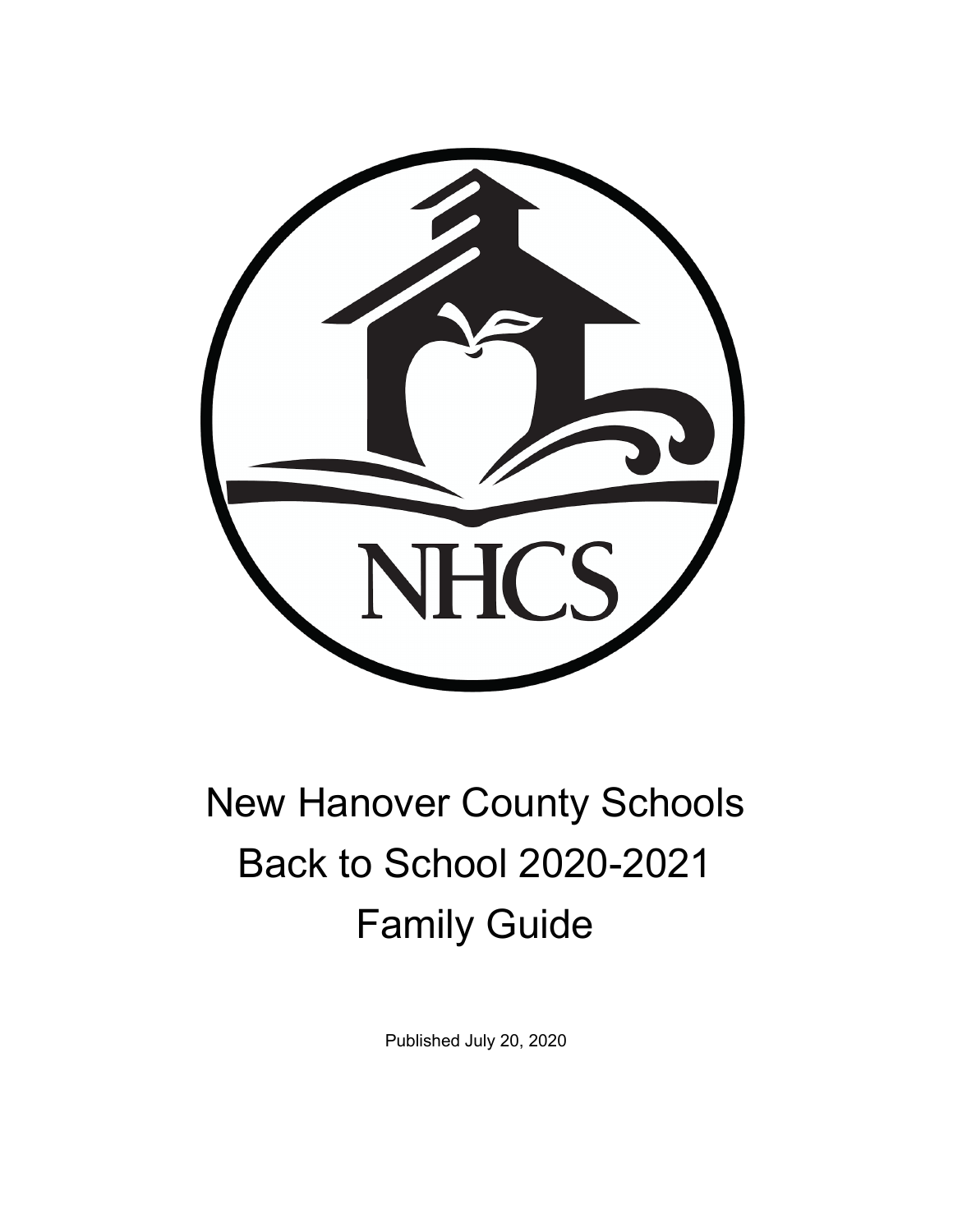# New Hanover County Schools Back to School 2020-2021 Family Guide

Published July 20, 2020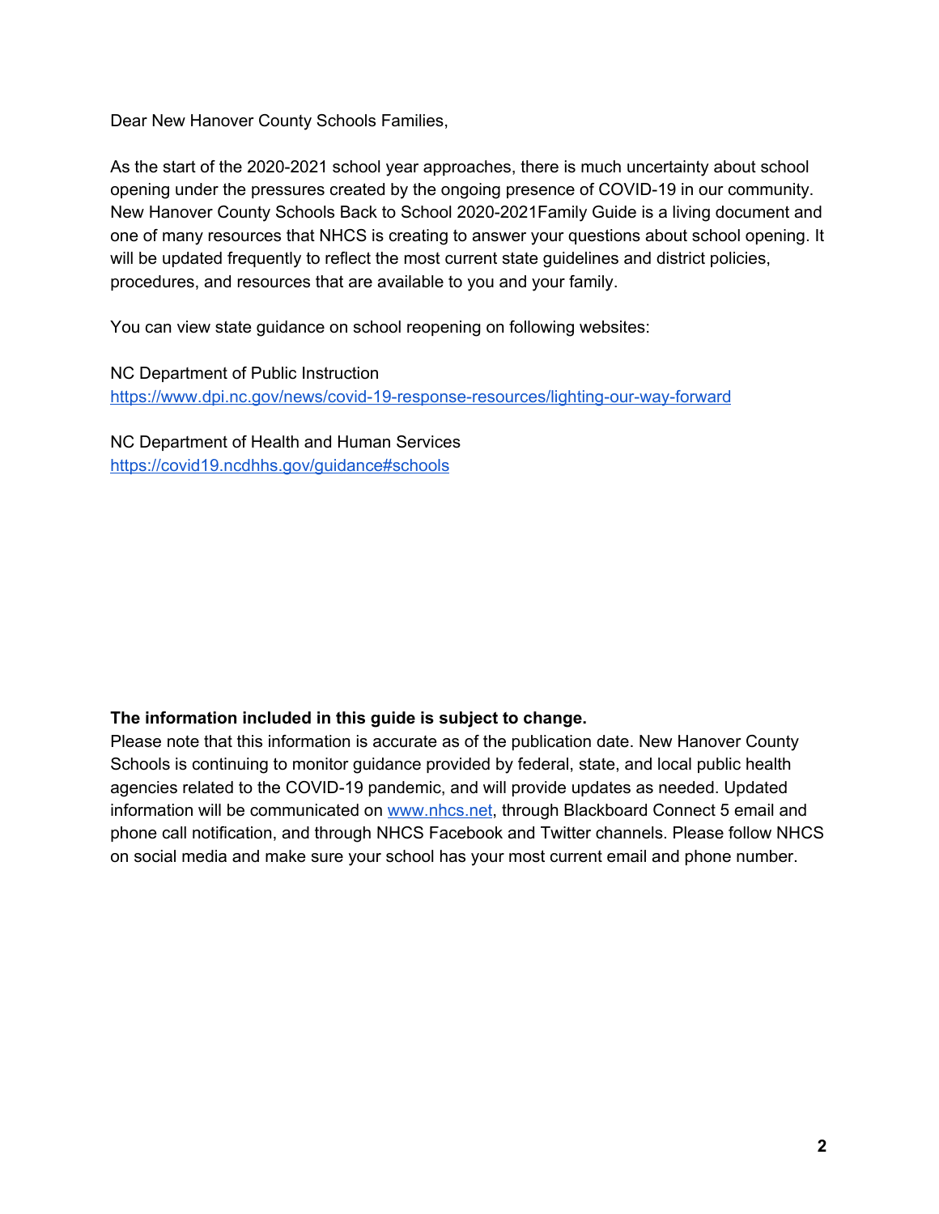Dear New Hanover County Schools Families,

As the start of the 2020-2021 school year approaches, there is much uncertainty about school opening under the pressures created by the ongoing presence of COVID-19 in our community. New Hanover County Schools Back to School 2020-2021Family Guide is a living document and one of many resources that NHCS is creating to answer your questions about school opening. It will be updated frequently to reflect the most current state guidelines and district policies, procedures, and resources that are available to you and your family.

You can view state guidance on school reopening on following websites:

NC Department of Public Instruction
https://www.dpi.nc.gov/news/covid-19-response-resources/lighting-our-way-forward

NC Department of Health and Human Services
https://covid19.ncdhhs.gov/guidance#schools

**The information included in this guide is subject to change.**
Please note that this information is accurate as of the publication date. New Hanover County Schools is continuing to monitor guidance provided by federal, state, and local public health agencies related to the COVID-19 pandemic, and will provide updates as needed. Updated information will be communicated on www.nhcs.net, through Blackboard Connect 5 email and phone call notification, and through NHCS Facebook and Twitter channels. Please follow NHCS on social media and make sure your school has your most current email and phone number.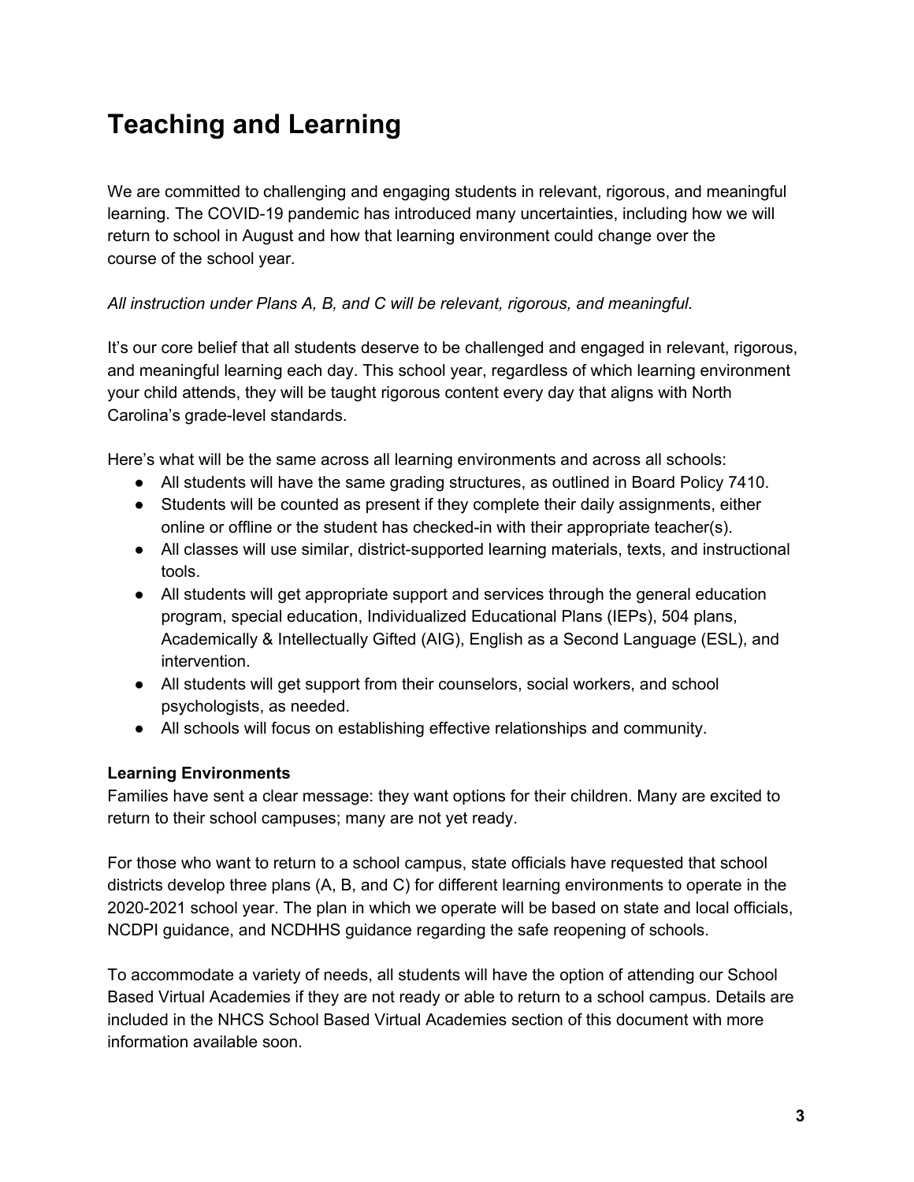# Teaching and Learning

We are committed to challenging and engaging students in relevant, rigorous, and meaningful learning. The COVID-19 pandemic has introduced many uncertainties, including how we will return to school in August and how that learning environment could change over the course of the school year.

*All instruction under Plans A, B, and C will be relevant, rigorous, and meaningful.*

It's our core belief that all students deserve to be challenged and engaged in relevant, rigorous, and meaningful learning each day. This school year, regardless of which learning environment your child attends, they will be taught rigorous content every day that aligns with North Carolina's grade-level standards.

Here's what will be the same across all learning environments and across all schools:

- All students will have the same grading structures, as outlined in Board Policy 7410.
- Students will be counted as present if they complete their daily assignments, either online or offline or the student has checked-in with their appropriate teacher(s).
- All classes will use similar, district-supported learning materials, texts, and instructional tools.
- All students will get appropriate support and services through the general education program, special education, Individualized Educational Plans (IEPs), 504 plans, Academically & Intellectually Gifted (AIG), English as a Second Language (ESL), and intervention.
- All students will get support from their counselors, social workers, and school psychologists, as needed.
- All schools will focus on establishing effective relationships and community.

**Learning Environments**

Families have sent a clear message: they want options for their children. Many are excited to return to their school campuses; many are not yet ready.

For those who want to return to a school campus, state officials have requested that school districts develop three plans (A, B, and C) for different learning environments to operate in the 2020-2021 school year. The plan in which we operate will be based on state and local officials, NCDPI guidance, and NCDHHS guidance regarding the safe reopening of schools.

To accommodate a variety of needs, all students will have the option of attending our School Based Virtual Academies if they are not ready or able to return to a school campus. Details are included in the NHCS School Based Virtual Academies section of this document with more information available soon.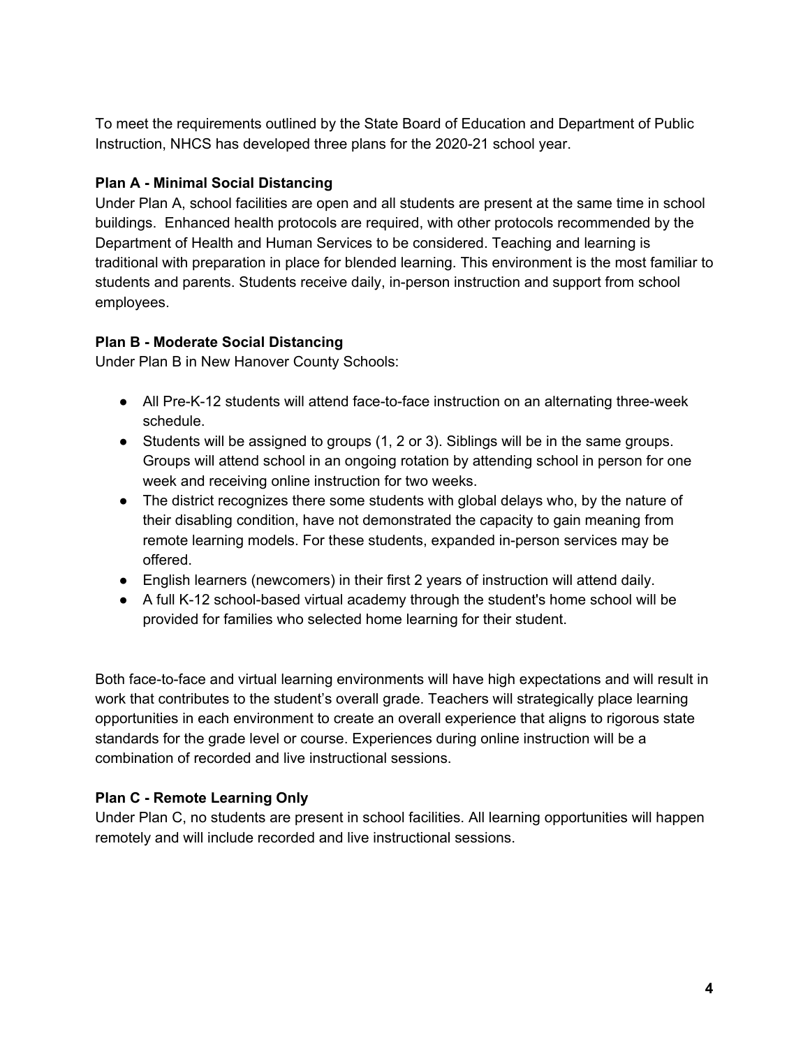To meet the requirements outlined by the State Board of Education and Department of Public Instruction, NHCS has developed three plans for the 2020-21 school year.

**Plan A - Minimal Social Distancing**

Under Plan A, school facilities are open and all students are present at the same time in school buildings. Enhanced health protocols are required, with other protocols recommended by the Department of Health and Human Services to be considered. Teaching and learning is traditional with preparation in place for blended learning. This environment is the most familiar to students and parents. Students receive daily, in-person instruction and support from school employees.

**Plan B - Moderate Social Distancing**

Under Plan B in New Hanover County Schools:

- All Pre-K-12 students will attend face-to-face instruction on an alternating three-week schedule.
- Students will be assigned to groups (1, 2 or 3). Siblings will be in the same groups. Groups will attend school in an ongoing rotation by attending school in person for one week and receiving online instruction for two weeks.
- The district recognizes there some students with global delays who, by the nature of their disabling condition, have not demonstrated the capacity to gain meaning from remote learning models. For these students, expanded in-person services may be offered.
- English learners (newcomers) in their first 2 years of instruction will attend daily.
- A full K-12 school-based virtual academy through the student's home school will be provided for families who selected home learning for their student.

Both face-to-face and virtual learning environments will have high expectations and will result in work that contributes to the student's overall grade. Teachers will strategically place learning opportunities in each environment to create an overall experience that aligns to rigorous state standards for the grade level or course. Experiences during online instruction will be a combination of recorded and live instructional sessions.

**Plan C - Remote Learning Only**

Under Plan C, no students are present in school facilities. All learning opportunities will happen remotely and will include recorded and live instructional sessions.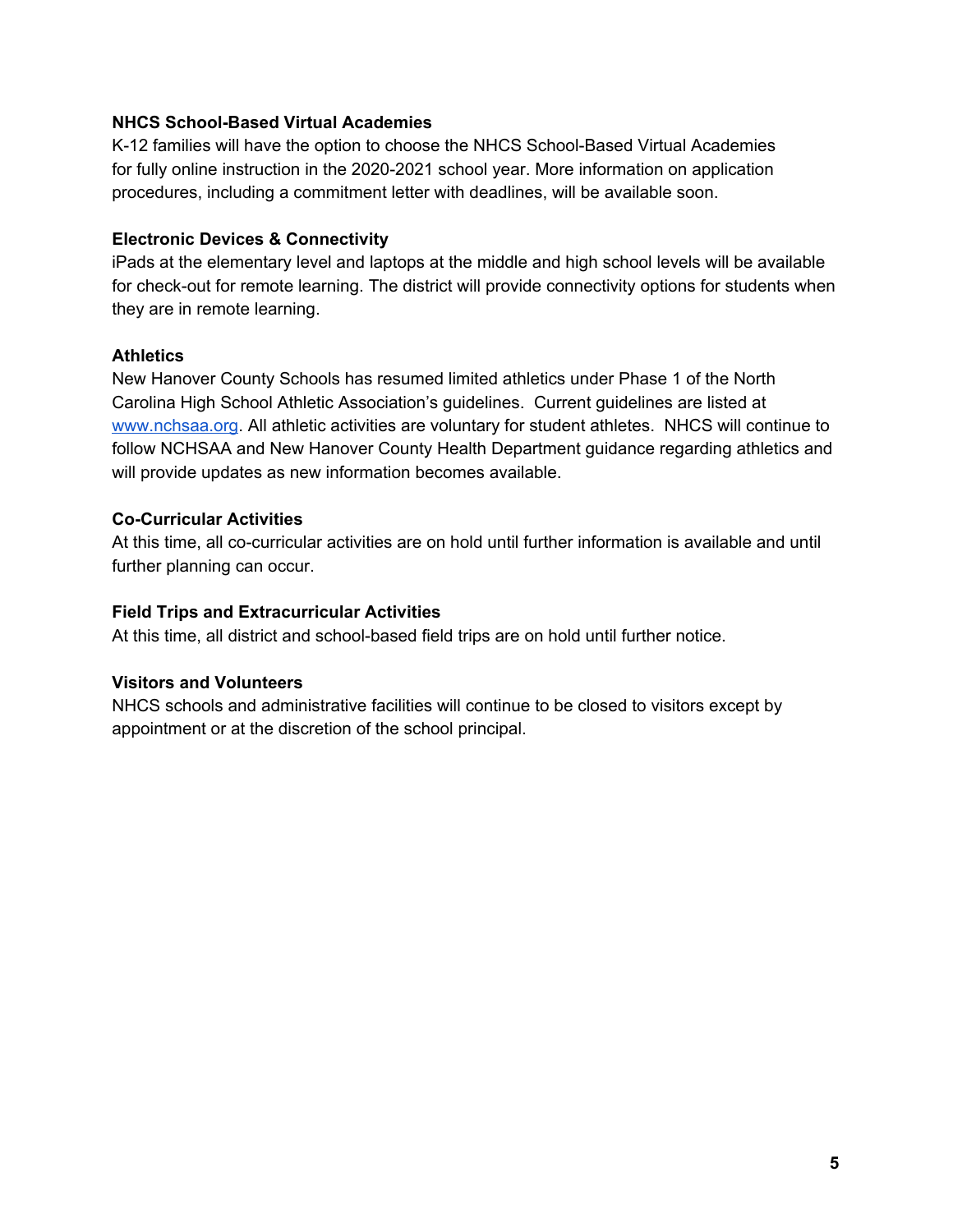**NHCS School-Based Virtual Academies**

K-12 families will have the option to choose the NHCS School-Based Virtual Academies for fully online instruction in the 2020-2021 school year. More information on application procedures, including a commitment letter with deadlines, will be available soon.

**Electronic Devices & Connectivity**

iPads at the elementary level and laptops at the middle and high school levels will be available for check-out for remote learning. The district will provide connectivity options for students when they are in remote learning.

**Athletics**

New Hanover County Schools has resumed limited athletics under Phase 1 of the North Carolina High School Athletic Association's guidelines. Current guidelines are listed at [www.nchsaa.org](http://www.nchsaa.org). All athletic activities are voluntary for student athletes. NHCS will continue to follow NCHSAA and New Hanover County Health Department guidance regarding athletics and will provide updates as new information becomes available.

**Co-Curricular Activities**

At this time, all co-curricular activities are on hold until further information is available and until further planning can occur.

**Field Trips and Extracurricular Activities**

At this time, all district and school-based field trips are on hold until further notice.

**Visitors and Volunteers**

NHCS schools and administrative facilities will continue to be closed to visitors except by appointment or at the discretion of the school principal.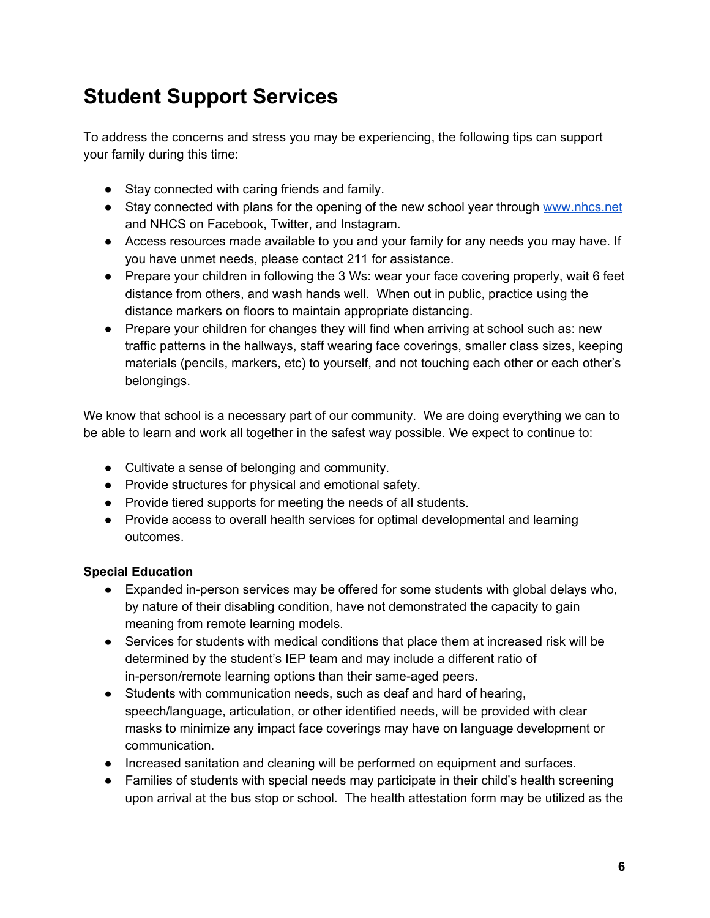# Student Support Services

To address the concerns and stress you may be experiencing, the following tips can support your family during this time:

- Stay connected with caring friends and family.
- Stay connected with plans for the opening of the new school year through [www.nhcs.net](http://www.nhcs.net) and NHCS on Facebook, Twitter, and Instagram.
- Access resources made available to you and your family for any needs you may have. If you have unmet needs, please contact 211 for assistance.
- Prepare your children in following the 3 Ws: wear your face covering properly, wait 6 feet distance from others, and wash hands well. When out in public, practice using the distance markers on floors to maintain appropriate distancing.
- Prepare your children for changes they will find when arriving at school such as: new traffic patterns in the hallways, staff wearing face coverings, smaller class sizes, keeping materials (pencils, markers, etc) to yourself, and not touching each other or each other's belongings.

We know that school is a necessary part of our community. We are doing everything we can to be able to learn and work all together in the safest way possible. We expect to continue to:

- Cultivate a sense of belonging and community.
- Provide structures for physical and emotional safety.
- Provide tiered supports for meeting the needs of all students.
- Provide access to overall health services for optimal developmental and learning outcomes.

**Special Education**

- Expanded in-person services may be offered for some students with global delays who, by nature of their disabling condition, have not demonstrated the capacity to gain meaning from remote learning models.
- Services for students with medical conditions that place them at increased risk will be determined by the student's IEP team and may include a different ratio of in-person/remote learning options than their same-aged peers.
- Students with communication needs, such as deaf and hard of hearing, speech/language, articulation, or other identified needs, will be provided with clear masks to minimize any impact face coverings may have on language development or communication.
- Increased sanitation and cleaning will be performed on equipment and surfaces.
- Families of students with special needs may participate in their child's health screening upon arrival at the bus stop or school. The health attestation form may be utilized as the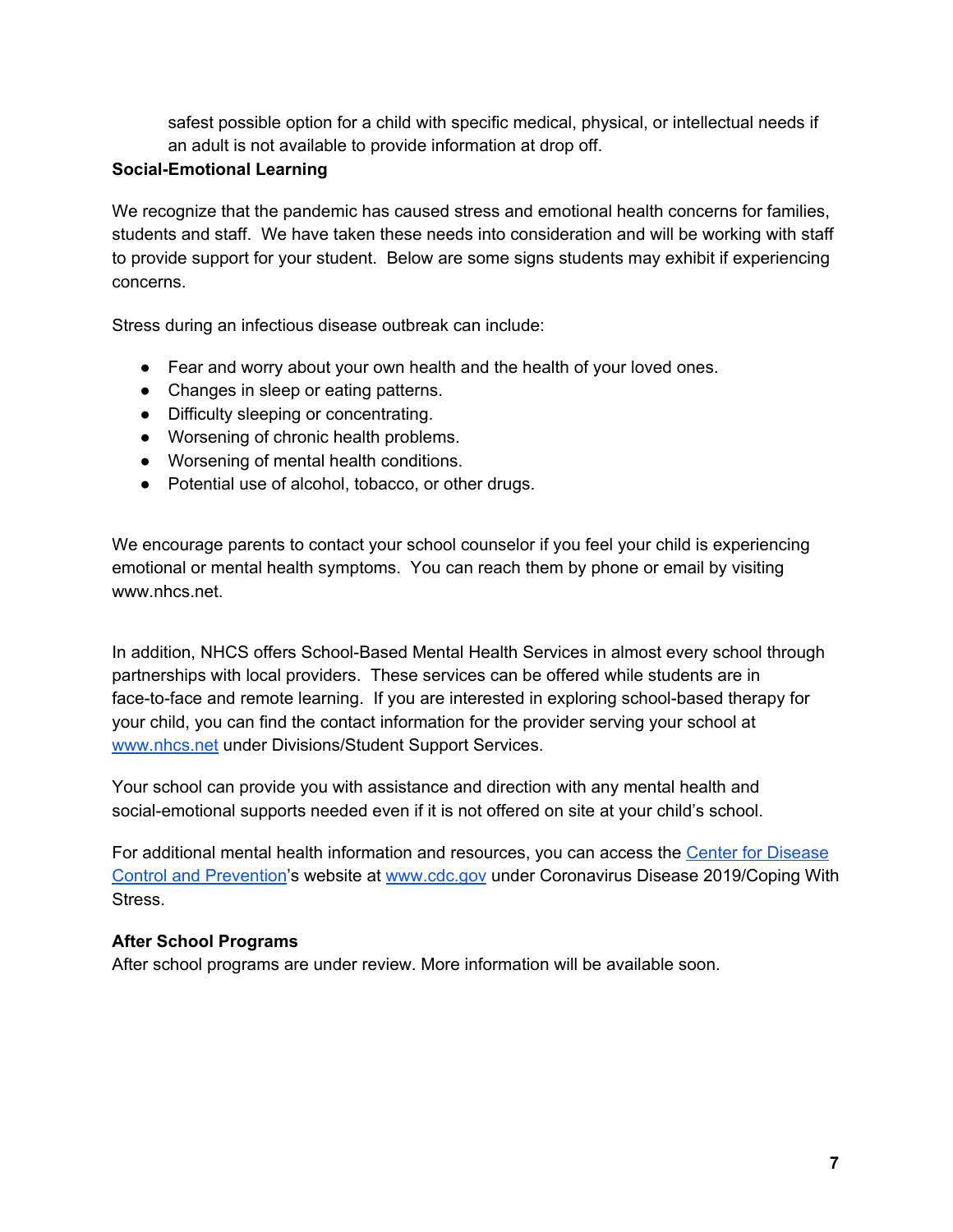safest possible option for a child with specific medical, physical, or intellectual needs if an adult is not available to provide information at drop off.

**Social-Emotional Learning**

We recognize that the pandemic has caused stress and emotional health concerns for families, students and staff. We have taken these needs into consideration and will be working with staff to provide support for your student. Below are some signs students may exhibit if experiencing concerns.

Stress during an infectious disease outbreak can include:

- Fear and worry about your own health and the health of your loved ones.
- Changes in sleep or eating patterns.
- Difficulty sleeping or concentrating.
- Worsening of chronic health problems.
- Worsening of mental health conditions.
- Potential use of alcohol, tobacco, or other drugs.

We encourage parents to contact your school counselor if you feel your child is experiencing emotional or mental health symptoms. You can reach them by phone or email by visiting www.nhcs.net.

In addition, NHCS offers School-Based Mental Health Services in almost every school through partnerships with local providers. These services can be offered while students are in face-to-face and remote learning. If you are interested in exploring school-based therapy for your child, you can find the contact information for the provider serving your school at www.nhcs.net under Divisions/Student Support Services.

Your school can provide you with assistance and direction with any mental health and social-emotional supports needed even if it is not offered on site at your child's school.

For additional mental health information and resources, you can access the Center for Disease Control and Prevention's website at www.cdc.gov under Coronavirus Disease 2019/Coping With Stress.

**After School Programs**

After school programs are under review. More information will be available soon.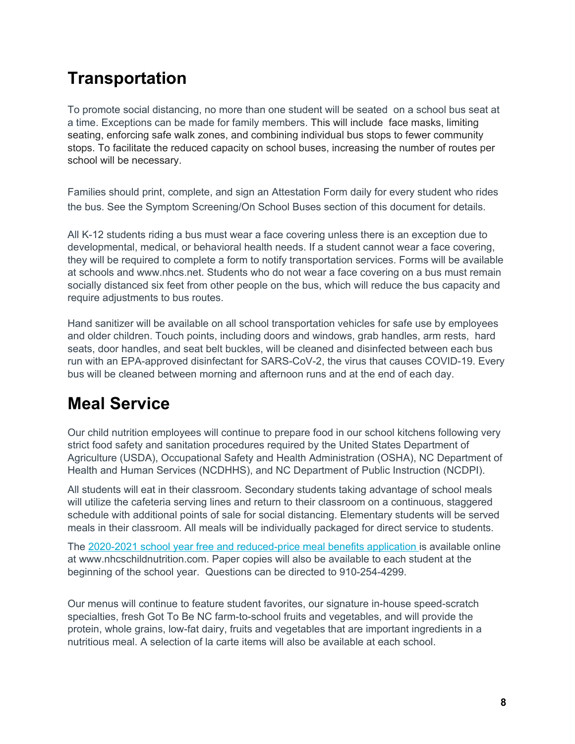## Transportation

To promote social distancing, no more than one student will be seated on a school bus seat at a time. Exceptions can be made for family members. This will include face masks, limiting seating, enforcing safe walk zones, and combining individual bus stops to fewer community stops. To facilitate the reduced capacity on school buses, increasing the number of routes per school will be necessary.

Families should print, complete, and sign an Attestation Form daily for every student who rides the bus. See the Symptom Screening/On School Buses section of this document for details.

All K-12 students riding a bus must wear a face covering unless there is an exception due to developmental, medical, or behavioral health needs. If a student cannot wear a face covering, they will be required to complete a form to notify transportation services. Forms will be available at schools and www.nhcs.net. Students who do not wear a face covering on a bus must remain socially distanced six feet from other people on the bus, which will reduce the bus capacity and require adjustments to bus routes.

Hand sanitizer will be available on all school transportation vehicles for safe use by employees and older children. Touch points, including doors and windows, grab handles, arm rests, hard seats, door handles, and seat belt buckles, will be cleaned and disinfected between each bus run with an EPA-approved disinfectant for SARS-CoV-2, the virus that causes COVID-19. Every bus will be cleaned between morning and afternoon runs and at the end of each day.

## Meal Service

Our child nutrition employees will continue to prepare food in our school kitchens following very strict food safety and sanitation procedures required by the United States Department of Agriculture (USDA), Occupational Safety and Health Administration (OSHA), NC Department of Health and Human Services (NCDHHS), and NC Department of Public Instruction (NCDPI).

All students will eat in their classroom. Secondary students taking advantage of school meals will utilize the cafeteria serving lines and return to their classroom on a continuous, staggered schedule with additional points of sale for social distancing. Elementary students will be served meals in their classroom. All meals will be individually packaged for direct service to students.

The 2020-2021 school year free and reduced-price meal benefits application is available online at www.nhcschildnutrition.com. Paper copies will also be available to each student at the beginning of the school year. Questions can be directed to 910-254-4299.

Our menus will continue to feature student favorites, our signature in-house speed-scratch specialties, fresh Got To Be NC farm-to-school fruits and vegetables, and will provide the protein, whole grains, low-fat dairy, fruits and vegetables that are important ingredients in a nutritious meal. A selection of la carte items will also be available at each school.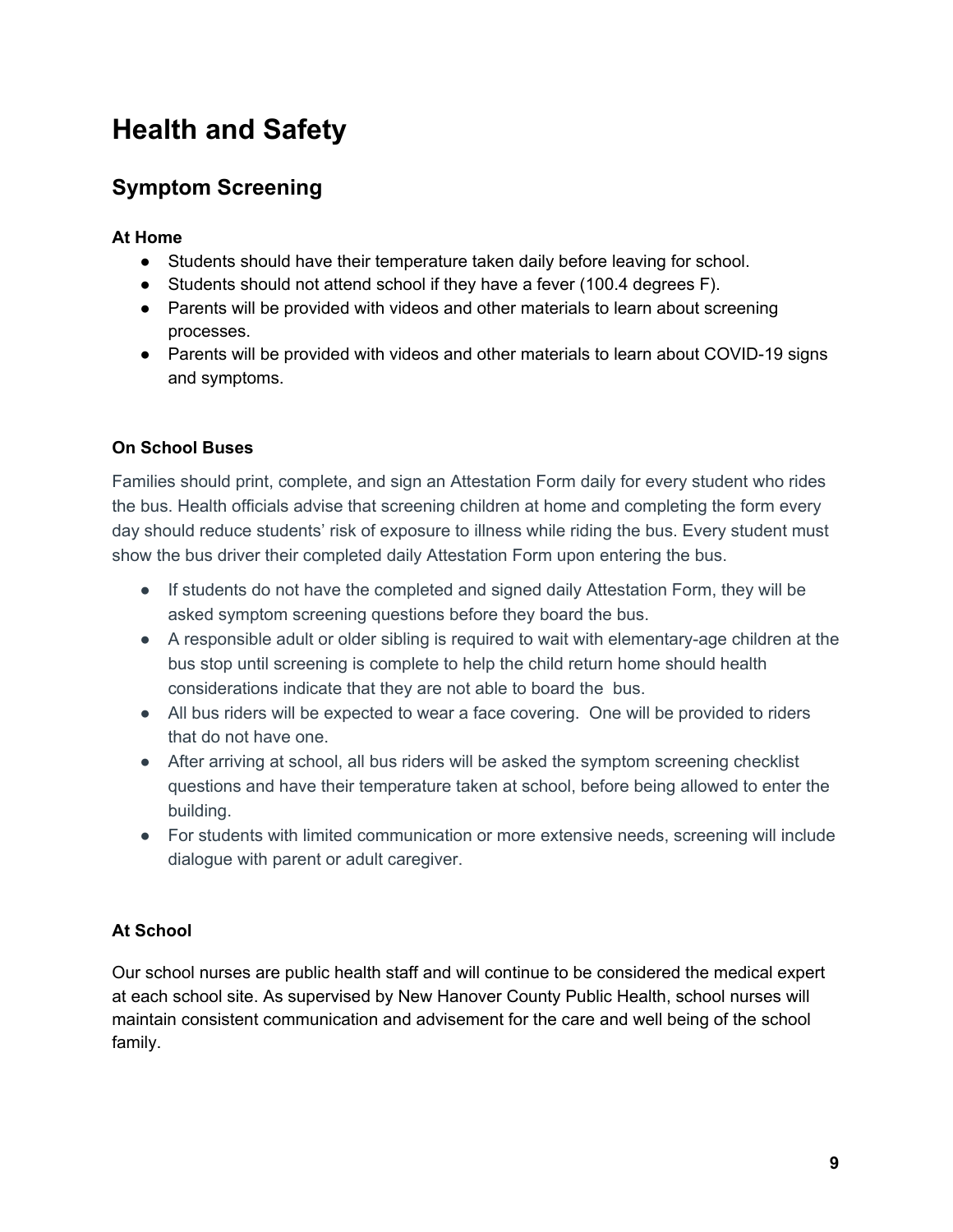# Health and Safety

## Symptom Screening

### At Home

- Students should have their temperature taken daily before leaving for school.
- Students should not attend school if they have a fever (100.4 degrees F).
- Parents will be provided with videos and other materials to learn about screening processes.
- Parents will be provided with videos and other materials to learn about COVID-19 signs and symptoms.

### On School Buses

Families should print, complete, and sign an Attestation Form daily for every student who rides the bus. Health officials advise that screening children at home and completing the form every day should reduce students' risk of exposure to illness while riding the bus. Every student must show the bus driver their completed daily Attestation Form upon entering the bus.

- If students do not have the completed and signed daily Attestation Form, they will be asked symptom screening questions before they board the bus.
- A responsible adult or older sibling is required to wait with elementary-age children at the bus stop until screening is complete to help the child return home should health considerations indicate that they are not able to board the bus.
- All bus riders will be expected to wear a face covering. One will be provided to riders that do not have one.
- After arriving at school, all bus riders will be asked the symptom screening checklist questions and have their temperature taken at school, before being allowed to enter the building.
- For students with limited communication or more extensive needs, screening will include dialogue with parent or adult caregiver.

### At School

Our school nurses are public health staff and will continue to be considered the medical expert at each school site. As supervised by New Hanover County Public Health, school nurses will maintain consistent communication and advisement for the care and well being of the school family.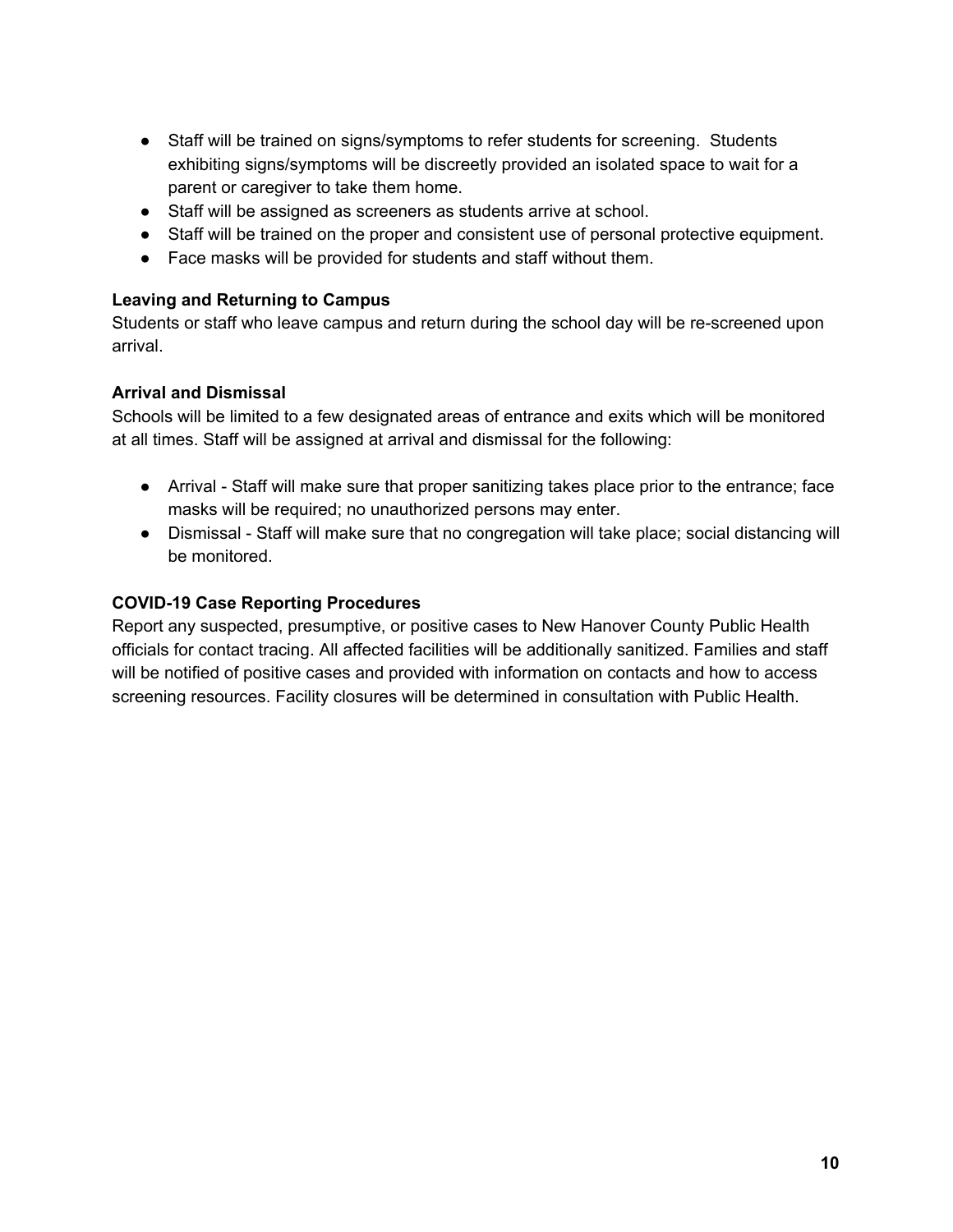- Staff will be trained on signs/symptoms to refer students for screening. Students exhibiting signs/symptoms will be discreetly provided an isolated space to wait for a parent or caregiver to take them home.
- Staff will be assigned as screeners as students arrive at school.
- Staff will be trained on the proper and consistent use of personal protective equipment.
- Face masks will be provided for students and staff without them.

**Leaving and Returning to Campus**

Students or staff who leave campus and return during the school day will be re-screened upon arrival.

**Arrival and Dismissal**

Schools will be limited to a few designated areas of entrance and exits which will be monitored at all times. Staff will be assigned at arrival and dismissal for the following:

- Arrival - Staff will make sure that proper sanitizing takes place prior to the entrance; face masks will be required; no unauthorized persons may enter.
- Dismissal - Staff will make sure that no congregation will take place; social distancing will be monitored.

**COVID-19 Case Reporting Procedures**

Report any suspected, presumptive, or positive cases to New Hanover County Public Health officials for contact tracing. All affected facilities will be additionally sanitized. Families and staff will be notified of positive cases and provided with information on contacts and how to access screening resources. Facility closures will be determined in consultation with Public Health.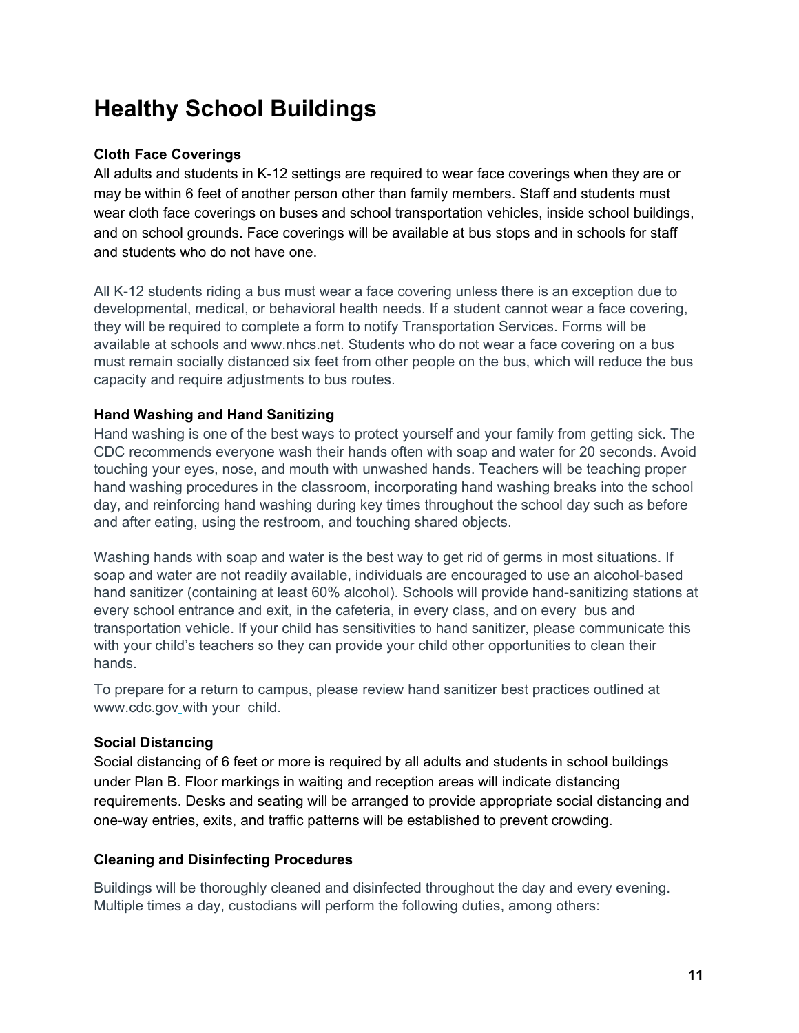# Healthy School Buildings

### Cloth Face Coverings

All adults and students in K-12 settings are required to wear face coverings when they are or may be within 6 feet of another person other than family members. Staff and students must wear cloth face coverings on buses and school transportation vehicles, inside school buildings, and on school grounds. Face coverings will be available at bus stops and in schools for staff and students who do not have one.

All K-12 students riding a bus must wear a face covering unless there is an exception due to developmental, medical, or behavioral health needs. If a student cannot wear a face covering, they will be required to complete a form to notify Transportation Services. Forms will be available at schools and www.nhcs.net. Students who do not wear a face covering on a bus must remain socially distanced six feet from other people on the bus, which will reduce the bus capacity and require adjustments to bus routes.

### Hand Washing and Hand Sanitizing

Hand washing is one of the best ways to protect yourself and your family from getting sick. The CDC recommends everyone wash their hands often with soap and water for 20 seconds. Avoid touching your eyes, nose, and mouth with unwashed hands. Teachers will be teaching proper hand washing procedures in the classroom, incorporating hand washing breaks into the school day, and reinforcing hand washing during key times throughout the school day such as before and after eating, using the restroom, and touching shared objects.

Washing hands with soap and water is the best way to get rid of germs in most situations. If soap and water are not readily available, individuals are encouraged to use an alcohol-based hand sanitizer (containing at least 60% alcohol). Schools will provide hand-sanitizing stations at every school entrance and exit, in the cafeteria, in every class, and on every bus and transportation vehicle. If your child has sensitivities to hand sanitizer, please communicate this with your child's teachers so they can provide your child other opportunities to clean their hands.

To prepare for a return to campus, please review hand sanitizer best practices outlined at www.cdc.gov with your child.

### Social Distancing

Social distancing of 6 feet or more is required by all adults and students in school buildings under Plan B. Floor markings in waiting and reception areas will indicate distancing requirements. Desks and seating will be arranged to provide appropriate social distancing and one-way entries, exits, and traffic patterns will be established to prevent crowding.

### Cleaning and Disinfecting Procedures

Buildings will be thoroughly cleaned and disinfected throughout the day and every evening. Multiple times a day, custodians will perform the following duties, among others: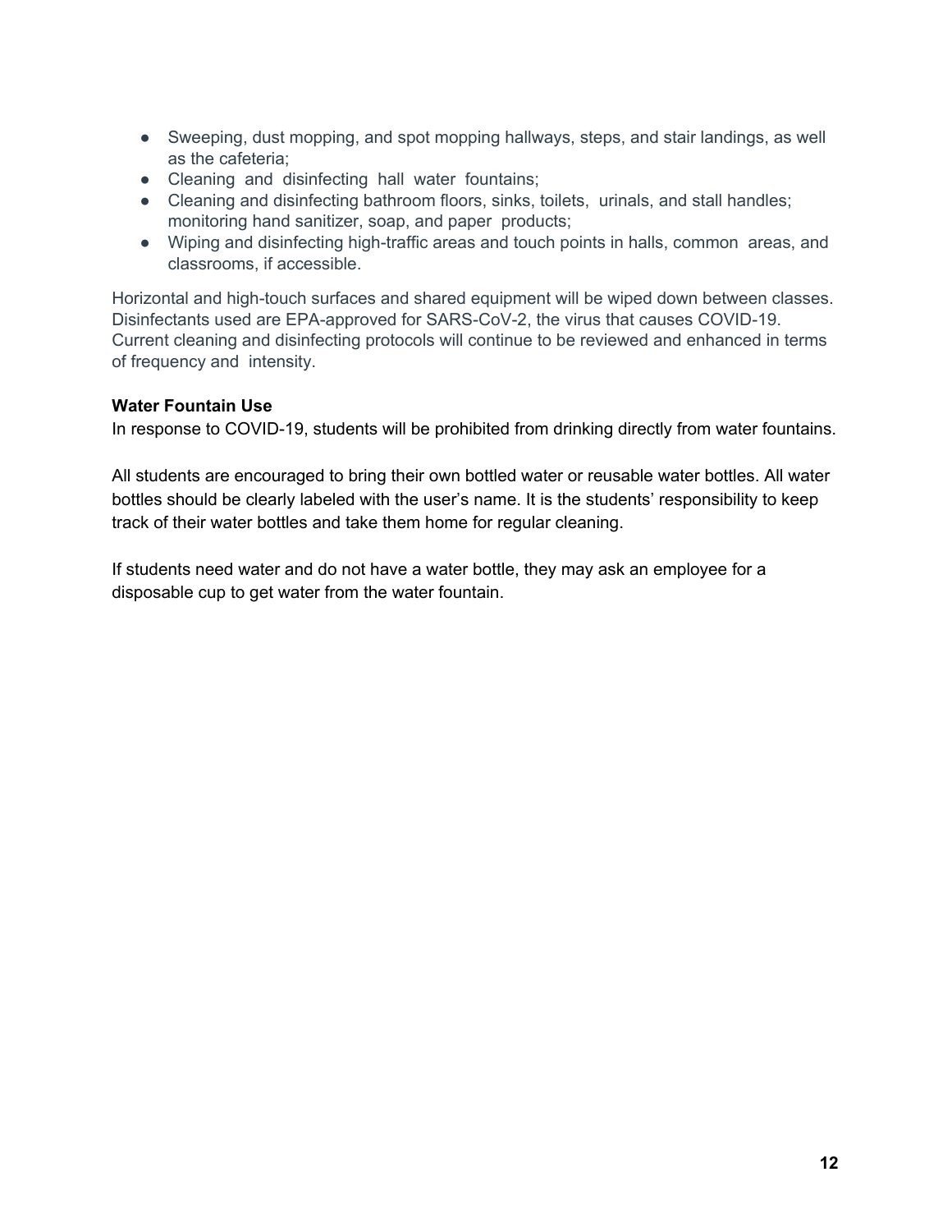- Sweeping, dust mopping, and spot mopping hallways, steps, and stair landings, as well as the cafeteria;
- Cleaning and disinfecting hall water fountains;
- Cleaning and disinfecting bathroom floors, sinks, toilets, urinals, and stall handles; monitoring hand sanitizer, soap, and paper products;
- Wiping and disinfecting high-traffic areas and touch points in halls, common areas, and classrooms, if accessible.

Horizontal and high-touch surfaces and shared equipment will be wiped down between classes. Disinfectants used are EPA-approved for SARS-CoV-2, the virus that causes COVID-19. Current cleaning and disinfecting protocols will continue to be reviewed and enhanced in terms of frequency and intensity.

**Water Fountain Use**

In response to COVID-19, students will be prohibited from drinking directly from water fountains.

All students are encouraged to bring their own bottled water or reusable water bottles. All water bottles should be clearly labeled with the user's name. It is the students' responsibility to keep track of their water bottles and take them home for regular cleaning.

If students need water and do not have a water bottle, they may ask an employee for a disposable cup to get water from the water fountain.